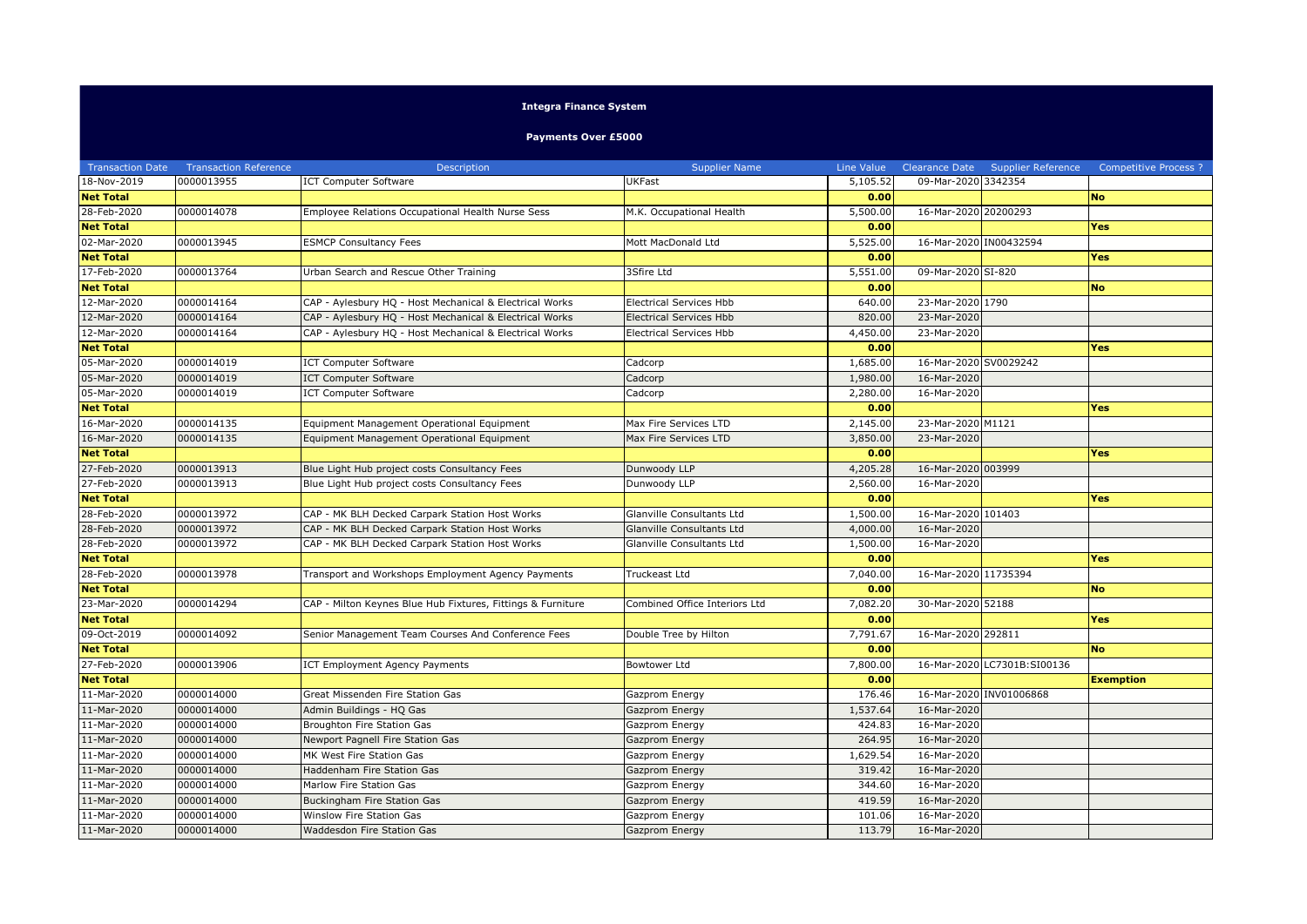**Integra Finance System**

**Payments Over £5000**

| Transaction Date | Transaction Reference | Description | Supplier Name | Line Value | Clearance Date | Supplier Reference | Competitive Process ? |
|---|---|---|---|---|---|---|---|
| 18-Nov-2019 | 0000013955 | ICT Computer Software | UKFast | 5,105.52 | 09-Mar-2020 | 3342354 | |
| **Net Total** | | | | **0.00** | | | **No** |
| 28-Feb-2020 | 0000014078 | Employee Relations Occupational Health Nurse Sess | M.K. Occupational Health | 5,500.00 | 16-Mar-2020 | 20200293 | |
| **Net Total** | | | | **0.00** | | | **Yes** |
| 02-Mar-2020 | 0000013945 | ESMCP Consultancy Fees | Mott MacDonald Ltd | 5,525.00 | 16-Mar-2020 | IN00432594 | |
| **Net Total** | | | | **0.00** | | | **Yes** |
| 17-Feb-2020 | 0000013764 | Urban Search and Rescue Other Training | 3Sfire Ltd | 5,551.00 | 09-Mar-2020 | SI-820 | |
| **Net Total** | | | | **0.00** | | | **No** |
| 12-Mar-2020 | 0000014164 | CAP - Aylesbury HQ - Host Mechanical & Electrical Works | Electrical Services Hbb | 640.00 | 23-Mar-2020 | 1790 | |
| 12-Mar-2020 | 0000014164 | CAP - Aylesbury HQ - Host Mechanical & Electrical Works | Electrical Services Hbb | 820.00 | 23-Mar-2020 | | |
| 12-Mar-2020 | 0000014164 | CAP - Aylesbury HQ - Host Mechanical & Electrical Works | Electrical Services Hbb | 4,450.00 | 23-Mar-2020 | | |
| **Net Total** | | | | **0.00** | | | **Yes** |
| 05-Mar-2020 | 0000014019 | ICT Computer Software | Cadcorp | 1,685.00 | 16-Mar-2020 | SV0029242 | |
| 05-Mar-2020 | 0000014019 | ICT Computer Software | Cadcorp | 1,980.00 | 16-Mar-2020 | | |
| 05-Mar-2020 | 0000014019 | ICT Computer Software | Cadcorp | 2,280.00 | 16-Mar-2020 | | |
| **Net Total** | | | | **0.00** | | | **Yes** |
| 16-Mar-2020 | 0000014135 | Equipment Management Operational Equipment | Max Fire Services LTD | 2,145.00 | 23-Mar-2020 | M1121 | |
| 16-Mar-2020 | 0000014135 | Equipment Management Operational Equipment | Max Fire Services LTD | 3,850.00 | 23-Mar-2020 | | |
| **Net Total** | | | | **0.00** | | | **Yes** |
| 27-Feb-2020 | 0000013913 | Blue Light Hub project costs Consultancy Fees | Dunwoody LLP | 4,205.28 | 16-Mar-2020 | 003999 | |
| 27-Feb-2020 | 0000013913 | Blue Light Hub project costs Consultancy Fees | Dunwoody LLP | 2,560.00 | 16-Mar-2020 | | |
| **Net Total** | | | | **0.00** | | | **Yes** |
| 28-Feb-2020 | 0000013972 | CAP - MK BLH Decked Carpark Station Host Works | Glanville Consultants Ltd | 1,500.00 | 16-Mar-2020 | 101403 | |
| 28-Feb-2020 | 0000013972 | CAP - MK BLH Decked Carpark Station Host Works | Glanville Consultants Ltd | 4,000.00 | 16-Mar-2020 | | |
| 28-Feb-2020 | 0000013972 | CAP - MK BLH Decked Carpark Station Host Works | Glanville Consultants Ltd | 1,500.00 | 16-Mar-2020 | | |
| **Net Total** | | | | **0.00** | | | **Yes** |
| 28-Feb-2020 | 0000013978 | Transport and Workshops Employment Agency Payments | Truckeast Ltd | 7,040.00 | 16-Mar-2020 | 11735394 | |
| **Net Total** | | | | **0.00** | | | **No** |
| 23-Mar-2020 | 0000014294 | CAP - Milton Keynes Blue Hub Fixtures, Fittings & Furniture | Combined Office Interiors Ltd | 7,082.20 | 30-Mar-2020 | 52188 | |
| **Net Total** | | | | **0.00** | | | **Yes** |
| 09-Oct-2019 | 0000014092 | Senior Management Team Courses And Conference Fees | Double Tree by Hilton | 7,791.67 | 16-Mar-2020 | 292811 | |
| **Net Total** | | | | **0.00** | | | **No** |
| 27-Feb-2020 | 0000013906 | ICT Employment Agency Payments | Bowtower Ltd | 7,800.00 | 16-Mar-2020 | LC7301B:SI00136 | |
| **Net Total** | | | | **0.00** | | | **Exemption** |
| 11-Mar-2020 | 0000014000 | Great Missenden Fire Station Gas | Gazprom Energy | 176.46 | 16-Mar-2020 | INV01006868 | |
| 11-Mar-2020 | 0000014000 | Admin Buildings - HQ Gas | Gazprom Energy | 1,537.64 | 16-Mar-2020 | | |
| 11-Mar-2020 | 0000014000 | Broughton Fire Station Gas | Gazprom Energy | 424.83 | 16-Mar-2020 | | |
| 11-Mar-2020 | 0000014000 | Newport Pagnell Fire Station Gas | Gazprom Energy | 264.95 | 16-Mar-2020 | | |
| 11-Mar-2020 | 0000014000 | MK West Fire Station Gas | Gazprom Energy | 1,629.54 | 16-Mar-2020 | | |
| 11-Mar-2020 | 0000014000 | Haddenham Fire Station Gas | Gazprom Energy | 319.42 | 16-Mar-2020 | | |
| 11-Mar-2020 | 0000014000 | Marlow Fire Station Gas | Gazprom Energy | 344.60 | 16-Mar-2020 | | |
| 11-Mar-2020 | 0000014000 | Buckingham Fire Station Gas | Gazprom Energy | 419.59 | 16-Mar-2020 | | |
| 11-Mar-2020 | 0000014000 | Winslow Fire Station Gas | Gazprom Energy | 101.06 | 16-Mar-2020 | | |
| 11-Mar-2020 | 0000014000 | Waddesdon Fire Station Gas | Gazprom Energy | 113.79 | 16-Mar-2020 | | |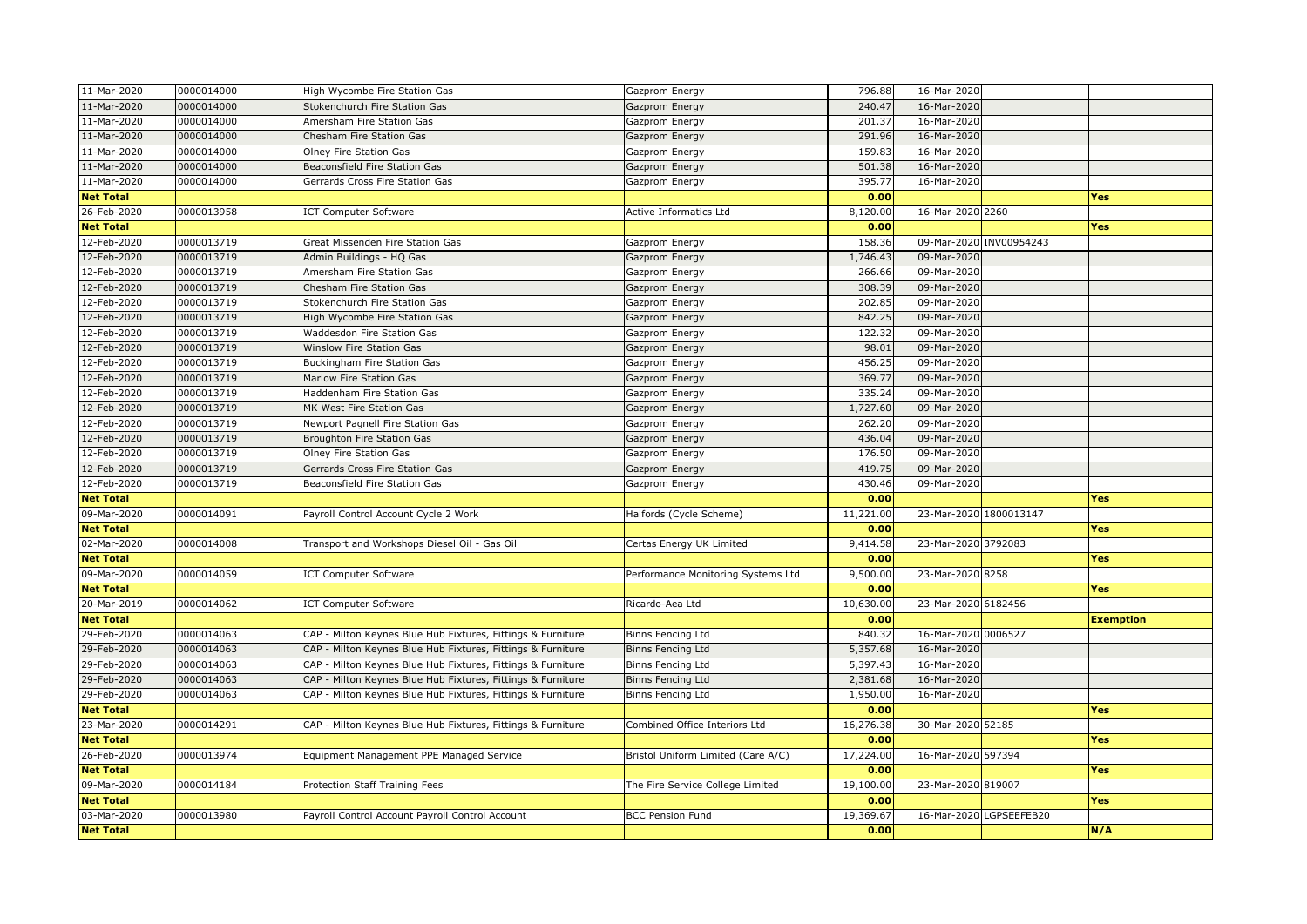| | | | | | | | |
|---|---|---|---|---|---|---|---|
| 11-Mar-2020 | 0000014000 | High Wycombe Fire Station Gas | Gazprom Energy | 796.88 | 16-Mar-2020 | | |
| 11-Mar-2020 | 0000014000 | Stokenchurch Fire Station Gas | Gazprom Energy | 240.47 | 16-Mar-2020 | | |
| 11-Mar-2020 | 0000014000 | Amersham Fire Station Gas | Gazprom Energy | 201.37 | 16-Mar-2020 | | |
| 11-Mar-2020 | 0000014000 | Chesham Fire Station Gas | Gazprom Energy | 291.96 | 16-Mar-2020 | | |
| 11-Mar-2020 | 0000014000 | Olney Fire Station Gas | Gazprom Energy | 159.83 | 16-Mar-2020 | | |
| 11-Mar-2020 | 0000014000 | Beaconsfield Fire Station Gas | Gazprom Energy | 501.38 | 16-Mar-2020 | | |
| 11-Mar-2020 | 0000014000 | Gerrards Cross Fire Station Gas | Gazprom Energy | 395.77 | 16-Mar-2020 | | |
| **Net Total** | | | | **0.00** | | | **Yes** |
| 26-Feb-2020 | 0000013958 | ICT Computer Software | Active Informatics Ltd | 8,120.00 | 16-Mar-2020 | 2260 | |
| **Net Total** | | | | **0.00** | | | **Yes** |
| 12-Feb-2020 | 0000013719 | Great Missenden Fire Station Gas | Gazprom Energy | 158.36 | 09-Mar-2020 | INV00954243 | |
| 12-Feb-2020 | 0000013719 | Admin Buildings - HQ Gas | Gazprom Energy | 1,746.43 | 09-Mar-2020 | | |
| 12-Feb-2020 | 0000013719 | Amersham Fire Station Gas | Gazprom Energy | 266.66 | 09-Mar-2020 | | |
| 12-Feb-2020 | 0000013719 | Chesham Fire Station Gas | Gazprom Energy | 308.39 | 09-Mar-2020 | | |
| 12-Feb-2020 | 0000013719 | Stokenchurch Fire Station Gas | Gazprom Energy | 202.85 | 09-Mar-2020 | | |
| 12-Feb-2020 | 0000013719 | High Wycombe Fire Station Gas | Gazprom Energy | 842.25 | 09-Mar-2020 | | |
| 12-Feb-2020 | 0000013719 | Waddesdon Fire Station Gas | Gazprom Energy | 122.32 | 09-Mar-2020 | | |
| 12-Feb-2020 | 0000013719 | Winslow Fire Station Gas | Gazprom Energy | 98.01 | 09-Mar-2020 | | |
| 12-Feb-2020 | 0000013719 | Buckingham Fire Station Gas | Gazprom Energy | 456.25 | 09-Mar-2020 | | |
| 12-Feb-2020 | 0000013719 | Marlow Fire Station Gas | Gazprom Energy | 369.77 | 09-Mar-2020 | | |
| 12-Feb-2020 | 0000013719 | Haddenham Fire Station Gas | Gazprom Energy | 335.24 | 09-Mar-2020 | | |
| 12-Feb-2020 | 0000013719 | MK West Fire Station Gas | Gazprom Energy | 1,727.60 | 09-Mar-2020 | | |
| 12-Feb-2020 | 0000013719 | Newport Pagnell Fire Station Gas | Gazprom Energy | 262.20 | 09-Mar-2020 | | |
| 12-Feb-2020 | 0000013719 | Broughton Fire Station Gas | Gazprom Energy | 436.04 | 09-Mar-2020 | | |
| 12-Feb-2020 | 0000013719 | Olney Fire Station Gas | Gazprom Energy | 176.50 | 09-Mar-2020 | | |
| 12-Feb-2020 | 0000013719 | Gerrards Cross Fire Station Gas | Gazprom Energy | 419.75 | 09-Mar-2020 | | |
| 12-Feb-2020 | 0000013719 | Beaconsfield Fire Station Gas | Gazprom Energy | 430.46 | 09-Mar-2020 | | |
| **Net Total** | | | | **0.00** | | | **Yes** |
| 09-Mar-2020 | 0000014091 | Payroll Control Account Cycle 2 Work | Halfords (Cycle Scheme) | 11,221.00 | 23-Mar-2020 | 1800013147 | |
| **Net Total** | | | | **0.00** | | | **Yes** |
| 02-Mar-2020 | 0000014008 | Transport and Workshops Diesel Oil - Gas Oil | Certas Energy UK Limited | 9,414.58 | 23-Mar-2020 | 3792083 | |
| **Net Total** | | | | **0.00** | | | **Yes** |
| 09-Mar-2020 | 0000014059 | ICT Computer Software | Performance Monitoring Systems Ltd | 9,500.00 | 23-Mar-2020 | 8258 | |
| **Net Total** | | | | **0.00** | | | **Yes** |
| 20-Mar-2019 | 0000014062 | ICT Computer Software | Ricardo-Aea Ltd | 10,630.00 | 23-Mar-2020 | 6182456 | |
| **Net Total** | | | | **0.00** | | | **Exemption** |
| 29-Feb-2020 | 0000014063 | CAP - Milton Keynes Blue Hub Fixtures, Fittings & Furniture | Binns Fencing Ltd | 840.32 | 16-Mar-2020 | 0006527 | |
| 29-Feb-2020 | 0000014063 | CAP - Milton Keynes Blue Hub Fixtures, Fittings & Furniture | Binns Fencing Ltd | 5,357.68 | 16-Mar-2020 | | |
| 29-Feb-2020 | 0000014063 | CAP - Milton Keynes Blue Hub Fixtures, Fittings & Furniture | Binns Fencing Ltd | 5,397.43 | 16-Mar-2020 | | |
| 29-Feb-2020 | 0000014063 | CAP - Milton Keynes Blue Hub Fixtures, Fittings & Furniture | Binns Fencing Ltd | 2,381.68 | 16-Mar-2020 | | |
| 29-Feb-2020 | 0000014063 | CAP - Milton Keynes Blue Hub Fixtures, Fittings & Furniture | Binns Fencing Ltd | 1,950.00 | 16-Mar-2020 | | |
| **Net Total** | | | | **0.00** | | | **Yes** |
| 23-Mar-2020 | 0000014291 | CAP - Milton Keynes Blue Hub Fixtures, Fittings & Furniture | Combined Office Interiors Ltd | 16,276.38 | 30-Mar-2020 | 52185 | |
| **Net Total** | | | | **0.00** | | | **Yes** |
| 26-Feb-2020 | 0000013974 | Equipment Management PPE Managed Service | Bristol Uniform Limited (Care A/C) | 17,224.00 | 16-Mar-2020 | 597394 | |
| **Net Total** | | | | **0.00** | | | **Yes** |
| 09-Mar-2020 | 0000014184 | Protection Staff Training Fees | The Fire Service College Limited | 19,100.00 | 23-Mar-2020 | 819007 | |
| **Net Total** | | | | **0.00** | | | **Yes** |
| 03-Mar-2020 | 0000013980 | Payroll Control Account Payroll Control Account | BCC Pension Fund | 19,369.67 | 16-Mar-2020 | LGPSEEFEB20 | |
| **Net Total** | | | | **0.00** | | | **N/A** |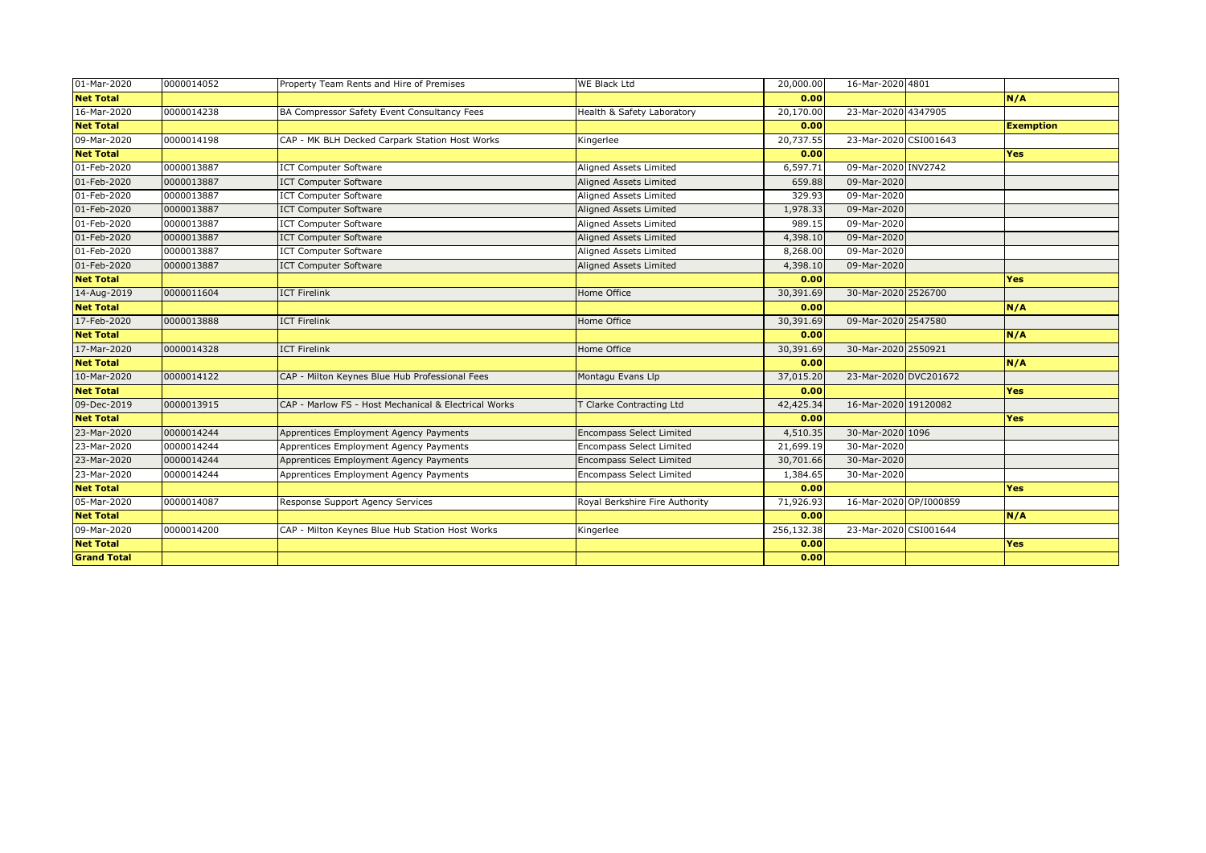| | | | | | | | |
|---|---|---|---|---|---|---|---|
| 01-Mar-2020 | 0000014052 | Property Team Rents and Hire of Premises | WE Black Ltd | 20,000.00 | 16-Mar-2020 | 4801 | |
| **Net Total** | | | | **0.00** | | | **N/A** |
| 16-Mar-2020 | 0000014238 | BA Compressor Safety Event Consultancy Fees | Health & Safety Laboratory | 20,170.00 | 23-Mar-2020 | 4347905 | |
| **Net Total** | | | | **0.00** | | | **Exemption** |
| 09-Mar-2020 | 0000014198 | CAP - MK BLH Decked Carpark Station Host Works | Kingerlee | 20,737.55 | 23-Mar-2020 | CSI001643 | |
| **Net Total** | | | | **0.00** | | | **Yes** |
| 01-Feb-2020 | 0000013887 | ICT Computer Software | Aligned Assets Limited | 6,597.71 | 09-Mar-2020 | INV2742 | |
| 01-Feb-2020 | 0000013887 | ICT Computer Software | Aligned Assets Limited | 659.88 | 09-Mar-2020 | | |
| 01-Feb-2020 | 0000013887 | ICT Computer Software | Aligned Assets Limited | 329.93 | 09-Mar-2020 | | |
| 01-Feb-2020 | 0000013887 | ICT Computer Software | Aligned Assets Limited | 1,978.33 | 09-Mar-2020 | | |
| 01-Feb-2020 | 0000013887 | ICT Computer Software | Aligned Assets Limited | 989.15 | 09-Mar-2020 | | |
| 01-Feb-2020 | 0000013887 | ICT Computer Software | Aligned Assets Limited | 4,398.10 | 09-Mar-2020 | | |
| 01-Feb-2020 | 0000013887 | ICT Computer Software | Aligned Assets Limited | 8,268.00 | 09-Mar-2020 | | |
| 01-Feb-2020 | 0000013887 | ICT Computer Software | Aligned Assets Limited | 4,398.10 | 09-Mar-2020 | | |
| **Net Total** | | | | **0.00** | | | **Yes** |
| 14-Aug-2019 | 0000011604 | ICT Firelink | Home Office | 30,391.69 | 30-Mar-2020 | 2526700 | |
| **Net Total** | | | | **0.00** | | | **N/A** |
| 17-Feb-2020 | 0000013888 | ICT Firelink | Home Office | 30,391.69 | 09-Mar-2020 | 2547580 | |
| **Net Total** | | | | **0.00** | | | **N/A** |
| 17-Mar-2020 | 0000014328 | ICT Firelink | Home Office | 30,391.69 | 30-Mar-2020 | 2550921 | |
| **Net Total** | | | | **0.00** | | | **N/A** |
| 10-Mar-2020 | 0000014122 | CAP - Milton Keynes Blue Hub Professional Fees | Montagu Evans Llp | 37,015.20 | 23-Mar-2020 | DVC201672 | |
| **Net Total** | | | | **0.00** | | | **Yes** |
| 09-Dec-2019 | 0000013915 | CAP - Marlow FS - Host Mechanical & Electrical Works | T Clarke Contracting Ltd | 42,425.34 | 16-Mar-2020 | 19120082 | |
| **Net Total** | | | | **0.00** | | | **Yes** |
| 23-Mar-2020 | 0000014244 | Apprentices Employment Agency Payments | Encompass Select Limited | 4,510.35 | 30-Mar-2020 | 1096 | |
| 23-Mar-2020 | 0000014244 | Apprentices Employment Agency Payments | Encompass Select Limited | 21,699.19 | 30-Mar-2020 | | |
| 23-Mar-2020 | 0000014244 | Apprentices Employment Agency Payments | Encompass Select Limited | 30,701.66 | 30-Mar-2020 | | |
| 23-Mar-2020 | 0000014244 | Apprentices Employment Agency Payments | Encompass Select Limited | 1,384.65 | 30-Mar-2020 | | |
| **Net Total** | | | | **0.00** | | | **Yes** |
| 05-Mar-2020 | 0000014087 | Response Support Agency Services | Royal Berkshire Fire Authority | 71,926.93 | 16-Mar-2020 | OP/I000859 | |
| **Net Total** | | | | **0.00** | | | **N/A** |
| 09-Mar-2020 | 0000014200 | CAP - Milton Keynes Blue Hub Station Host Works | Kingerlee | 256,132.38 | 23-Mar-2020 | CSI001644 | |
| **Net Total** | | | | **0.00** | | | **Yes** |
| **Grand Total** | | | | **0.00** | | | |